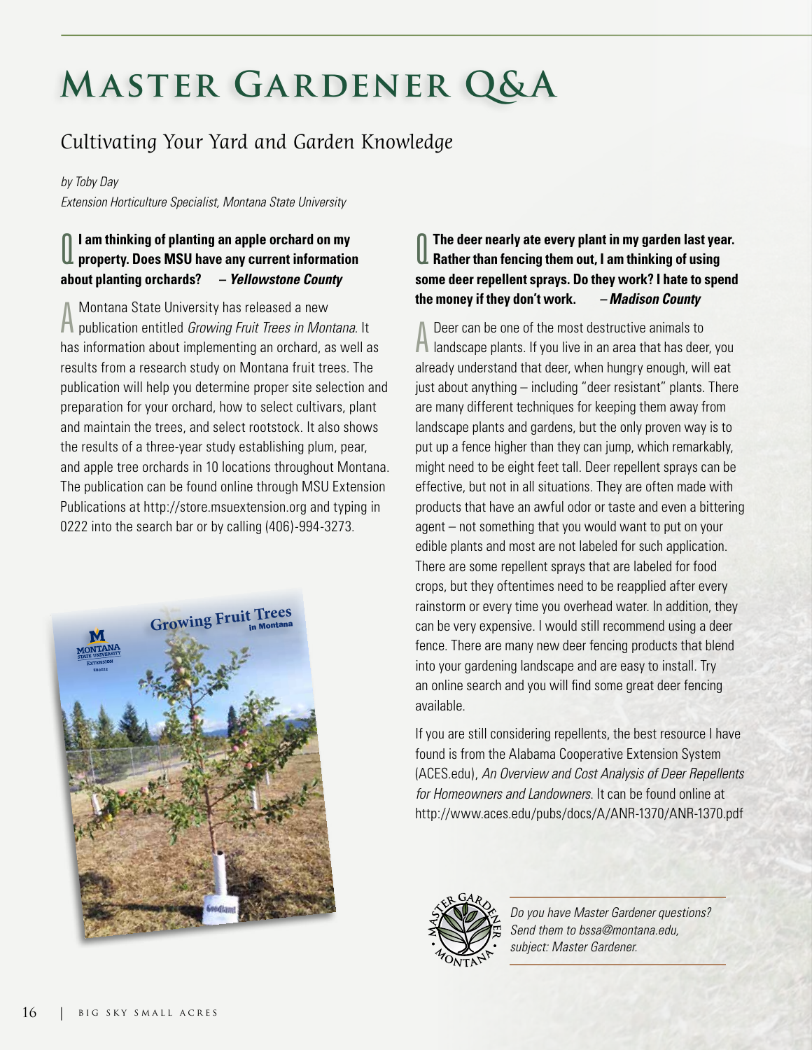# Master Gardener Q&A

## Cultivating Your Yard and Garden Knowledge

*by Toby Day*
*Extension Horticulture Specialist, Montana State University*

**Q I am thinking of planting an apple orchard on my property. Does MSU have any current information about planting orchards? – *Yellowstone County***

A Montana State University has released a new publication entitled *Growing Fruit Trees in Montana*. It has information about implementing an orchard, as well as results from a research study on Montana fruit trees. The publication will help you determine proper site selection and preparation for your orchard, how to select cultivars, plant and maintain the trees, and select rootstock. It also shows the results of a three-year study establishing plum, pear, and apple tree orchards in 10 locations throughout Montana. The publication can be found online through MSU Extension Publications at http://store.msuextension.org and typing in 0222 into the search bar or by calling (406)-994-3273.

**Q The deer nearly ate every plant in my garden last year. Rather than fencing them out, I am thinking of using some deer repellent sprays. Do they work? I hate to spend the money if they don't work. – *Madison County***

A Deer can be one of the most destructive animals to landscape plants. If you live in an area that has deer, you already understand that deer, when hungry enough, will eat just about anything – including "deer resistant" plants. There are many different techniques for keeping them away from landscape plants and gardens, but the only proven way is to put up a fence higher than they can jump, which remarkably, might need to be eight feet tall. Deer repellent sprays can be effective, but not in all situations. They are often made with products that have an awful odor or taste and even a bittering agent – not something that you would want to put on your edible plants and most are not labeled for such application. There are some repellent sprays that are labeled for food crops, but they oftentimes need to be reapplied after every rainstorm or every time you overhead water. In addition, they can be very expensive. I would still recommend using a deer fence. There are many new deer fencing products that blend into your gardening landscape and are easy to install. Try an online search and you will find some great deer fencing available.

If you are still considering repellents, the best resource I have found is from the Alabama Cooperative Extension System (ACES.edu), *An Overview and Cost Analysis of Deer Repellents for Homeowners and Landowners*. It can be found online at http://www.aces.edu/pubs/docs/A/ANR-1370/ANR-1370.pdf

*Do you have Master Gardener questions? Send them to bssa@montana.edu, subject: Master Gardener.*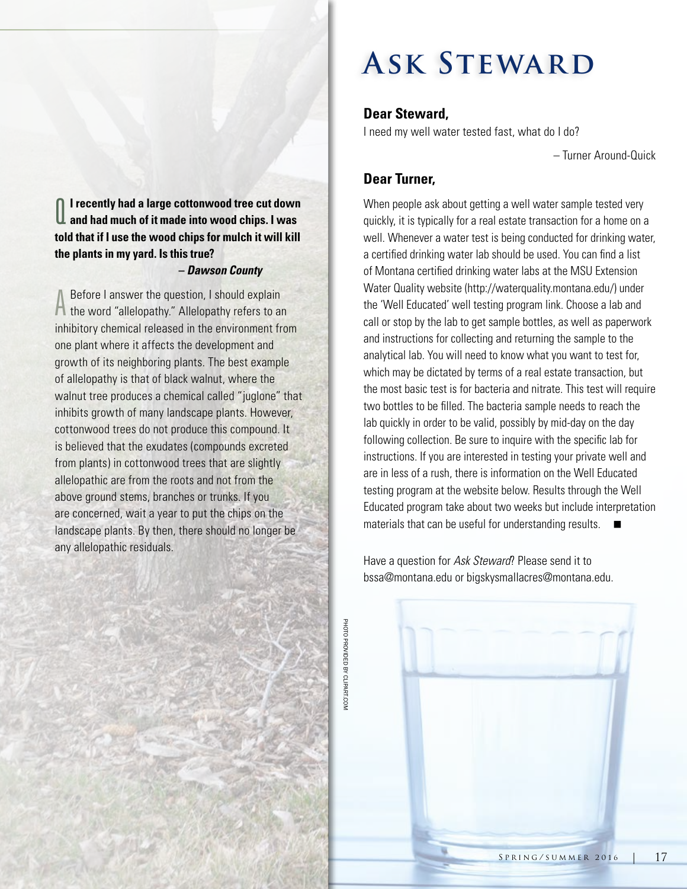**Q** **I recently had a large cottonwood tree cut down and had much of it made into wood chips. I was told that if I use the wood chips for mulch it will kill the plants in my yard. Is this true?**

**– *Dawson County***

**A** Before I answer the question, I should explain the word "allelopathy." Allelopathy refers to an inhibitory chemical released in the environment from one plant where it affects the development and growth of its neighboring plants. The best example of allelopathy is that of black walnut, where the walnut tree produces a chemical called "juglone" that inhibits growth of many landscape plants. However, cottonwood trees do not produce this compound. It is believed that the exudates (compounds excreted from plants) in cottonwood trees that are slightly allelopathic are from the roots and not from the above ground stems, branches or trunks. If you are concerned, wait a year to put the chips on the landscape plants. By then, there should no longer be any allelopathic residuals.

# Ask Steward

**Dear Steward,**

I need my well water tested fast, what do I do?

– Turner Around-Quick

**Dear Turner,**

When people ask about getting a well water sample tested very quickly, it is typically for a real estate transaction for a home on a well. Whenever a water test is being conducted for drinking water, a certified drinking water lab should be used. You can find a list of Montana certified drinking water labs at the MSU Extension Water Quality website (http://waterquality.montana.edu/) under the 'Well Educated' well testing program link. Choose a lab and call or stop by the lab to get sample bottles, as well as paperwork and instructions for collecting and returning the sample to the analytical lab. You will need to know what you want to test for, which may be dictated by terms of a real estate transaction, but the most basic test is for bacteria and nitrate. This test will require two bottles to be filled. The bacteria sample needs to reach the lab quickly in order to be valid, possibly by mid-day on the day following collection. Be sure to inquire with the specific lab for instructions. If you are interested in testing your private well and are in less of a rush, there is information on the Well Educated testing program at the website below. Results through the Well Educated program take about two weeks but include interpretation materials that can be useful for understanding results. ■

Have a question for *Ask Steward*? Please send it to bssa@montana.edu or bigskysmallacres@montana.edu.

PHOTO PROVIDED BY CLIPART.COM